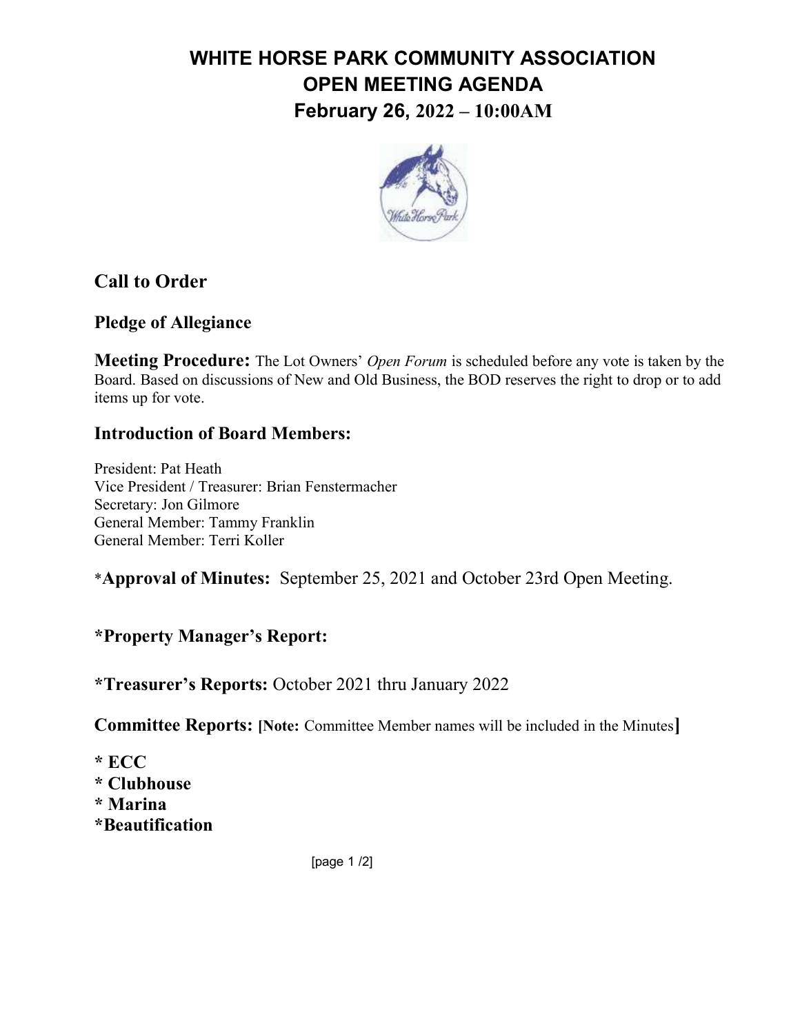# WHITE HORSE PARK COMMUNITY ASSOCIATION
# OPEN MEETING AGENDA
## February 26, 2022 – 10:00AM

## Call to Order

### Pledge of Allegiance

**Meeting Procedure:** The Lot Owners' *Open Forum* is scheduled before any vote is taken by the Board. Based on discussions of New and Old Business, the BOD reserves the right to drop or to add items up for vote.

### Introduction of Board Members:

President: Pat Heath
Vice President / Treasurer: Brian Fenstermacher
Secretary: Jon Gilmore
General Member: Tammy Franklin
General Member: Terri Koller

*__Approval of Minutes:__ September 25, 2021 and October 23rd Open Meeting.

**\*Property Manager's Report:**

**\*Treasurer's Reports:** October 2021 thru January 2022

**Committee Reports:** **[Note:** Committee Member names will be included in the Minutes**]**

**\* ECC**
**\* Clubhouse**
**\* Marina**
**\*Beautification**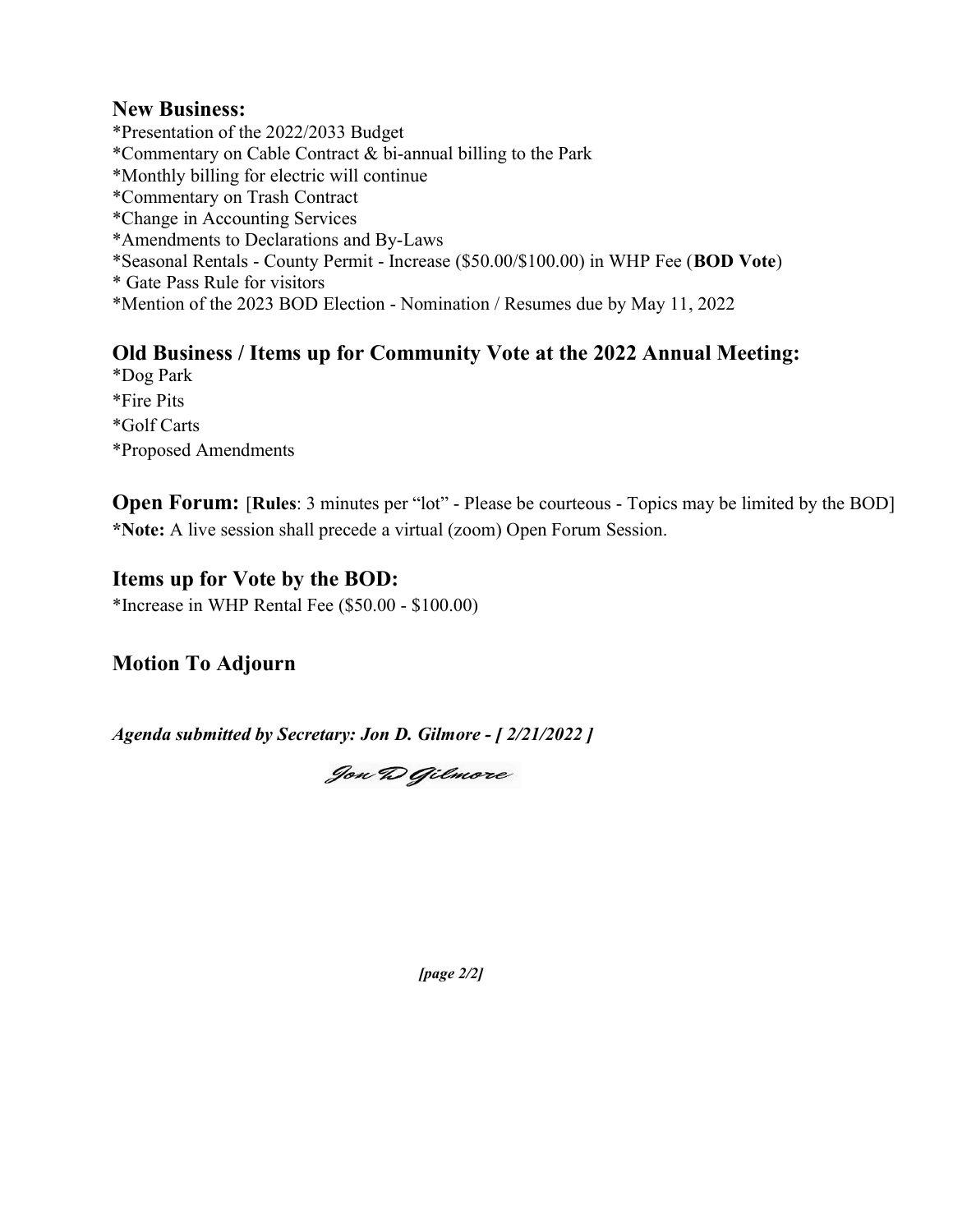## New Business:

*Presentation of the 2022/2033 Budget
*Commentary on Cable Contract & bi-annual billing to the Park
*Monthly billing for electric will continue
*Commentary on Trash Contract
*Change in Accounting Services
*Amendments to Declarations and By-Laws
*Seasonal Rentals - County Permit - Increase ($50.00/$100.00) in WHP Fee (**BOD Vote**)
* Gate Pass Rule for visitors
*Mention of the 2023 BOD Election - Nomination / Resumes due by May 11, 2022

## Old Business / Items up for Community Vote at the 2022 Annual Meeting:

*Dog Park
*Fire Pits
*Golf Carts
*Proposed Amendments

**Open Forum:** [**Rules**: 3 minutes per "lot" - Please be courteous - Topics may be limited by the BOD]
***Note:** A live session shall precede a virtual (zoom) Open Forum Session.

## Items up for Vote by the BOD:

*Increase in WHP Rental Fee ($50.00 - $100.00)

## Motion To Adjourn

***Agenda submitted by Secretary: Jon D. Gilmore - [ 2/21/2022 ]***

*Jon D Gilmore*